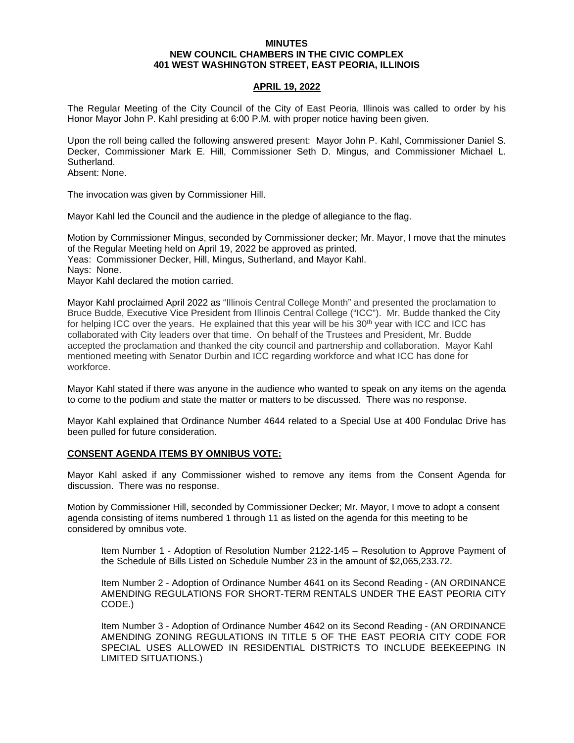**MINUTES**
**NEW COUNCIL CHAMBERS IN THE CIVIC COMPLEX**
**401 WEST WASHINGTON STREET, EAST PEORIA, ILLINOIS**

**APRIL 19, 2022**

The Regular Meeting of the City Council of the City of East Peoria, Illinois was called to order by his Honor Mayor John P. Kahl presiding at 6:00 P.M. with proper notice having been given.

Upon the roll being called the following answered present: Mayor John P. Kahl, Commissioner Daniel S. Decker, Commissioner Mark E. Hill, Commissioner Seth D. Mingus, and Commissioner Michael L. Sutherland.
Absent: None.

The invocation was given by Commissioner Hill.

Mayor Kahl led the Council and the audience in the pledge of allegiance to the flag.

Motion by Commissioner Mingus, seconded by Commissioner decker; Mr. Mayor, I move that the minutes of the Regular Meeting held on April 19, 2022 be approved as printed.
Yeas: Commissioner Decker, Hill, Mingus, Sutherland, and Mayor Kahl.
Nays: None.
Mayor Kahl declared the motion carried.

Mayor Kahl proclaimed April 2022 as "Illinois Central College Month" and presented the proclamation to Bruce Budde, Executive Vice President from Illinois Central College ("ICC"). Mr. Budde thanked the City for helping ICC over the years. He explained that this year will be his 30th year with ICC and ICC has collaborated with City leaders over that time. On behalf of the Trustees and President, Mr. Budde accepted the proclamation and thanked the city council and partnership and collaboration. Mayor Kahl mentioned meeting with Senator Durbin and ICC regarding workforce and what ICC has done for workforce.

Mayor Kahl stated if there was anyone in the audience who wanted to speak on any items on the agenda to come to the podium and state the matter or matters to be discussed. There was no response.

Mayor Kahl explained that Ordinance Number 4644 related to a Special Use at 400 Fondulac Drive has been pulled for future consideration.

**CONSENT AGENDA ITEMS BY OMNIBUS VOTE:**

Mayor Kahl asked if any Commissioner wished to remove any items from the Consent Agenda for discussion. There was no response.

Motion by Commissioner Hill, seconded by Commissioner Decker; Mr. Mayor, I move to adopt a consent agenda consisting of items numbered 1 through 11 as listed on the agenda for this meeting to be considered by omnibus vote.

> Item Number 1 - Adoption of Resolution Number 2122-145 – Resolution to Approve Payment of the Schedule of Bills Listed on Schedule Number 23 in the amount of $2,065,233.72.
>
> Item Number 2 - Adoption of Ordinance Number 4641 on its Second Reading - (AN ORDINANCE AMENDING REGULATIONS FOR SHORT-TERM RENTALS UNDER THE EAST PEORIA CITY CODE.)
>
> Item Number 3 - Adoption of Ordinance Number 4642 on its Second Reading - (AN ORDINANCE AMENDING ZONING REGULATIONS IN TITLE 5 OF THE EAST PEORIA CITY CODE FOR SPECIAL USES ALLOWED IN RESIDENTIAL DISTRICTS TO INCLUDE BEEKEEPING IN LIMITED SITUATIONS.)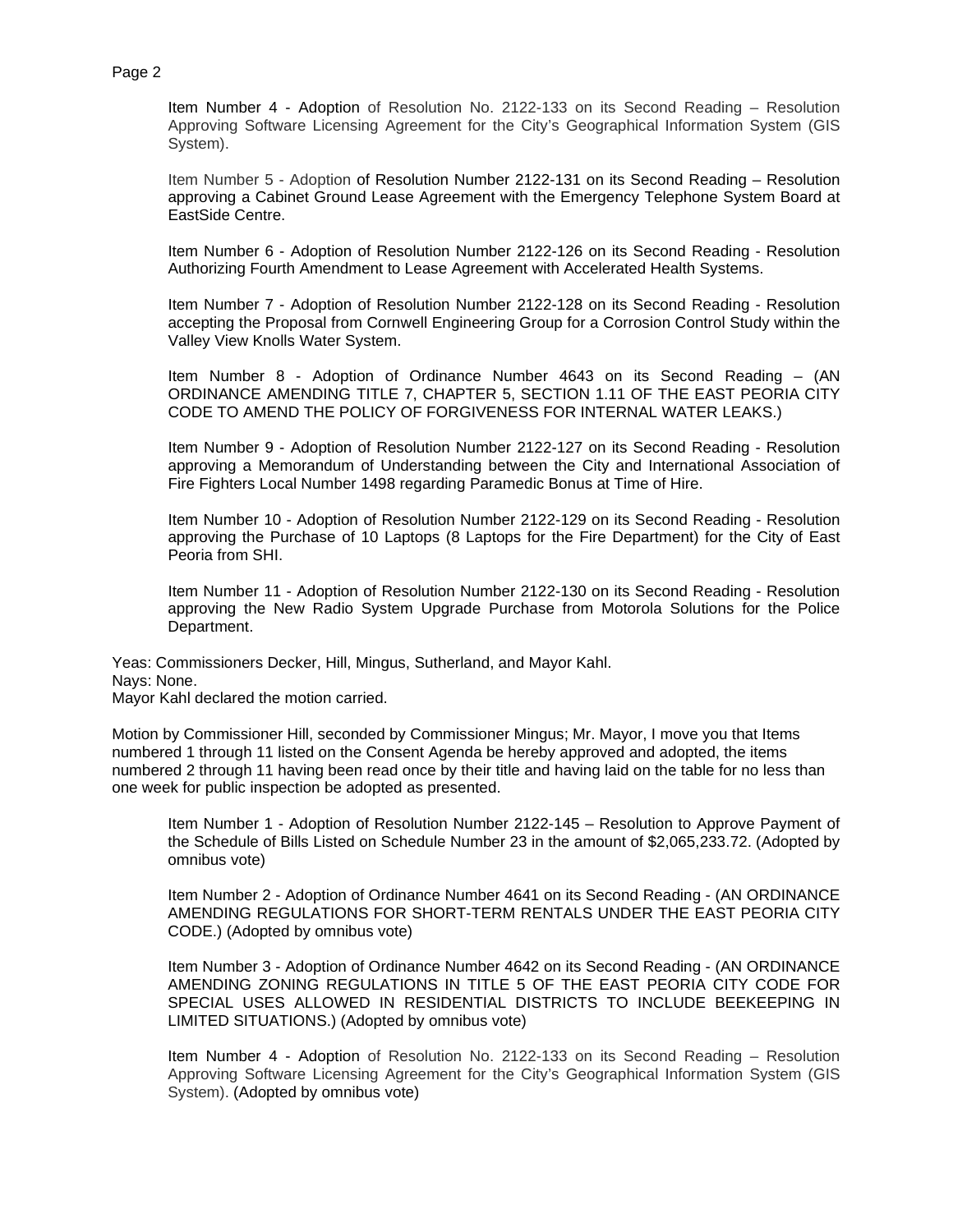Item Number 4 - Adoption of Resolution No. 2122-133 on its Second Reading – Resolution Approving Software Licensing Agreement for the City's Geographical Information System (GIS System).

Item Number 5 - Adoption of Resolution Number 2122-131 on its Second Reading – Resolution approving a Cabinet Ground Lease Agreement with the Emergency Telephone System Board at EastSide Centre.

Item Number 6 - Adoption of Resolution Number 2122-126 on its Second Reading - Resolution Authorizing Fourth Amendment to Lease Agreement with Accelerated Health Systems.

Item Number 7 - Adoption of Resolution Number 2122-128 on its Second Reading - Resolution accepting the Proposal from Cornwell Engineering Group for a Corrosion Control Study within the Valley View Knolls Water System.

Item Number 8 - Adoption of Ordinance Number 4643 on its Second Reading – (AN ORDINANCE AMENDING TITLE 7, CHAPTER 5, SECTION 1.11 OF THE EAST PEORIA CITY CODE TO AMEND THE POLICY OF FORGIVENESS FOR INTERNAL WATER LEAKS.)

Item Number 9 - Adoption of Resolution Number 2122-127 on its Second Reading - Resolution approving a Memorandum of Understanding between the City and International Association of Fire Fighters Local Number 1498 regarding Paramedic Bonus at Time of Hire.

Item Number 10 - Adoption of Resolution Number 2122-129 on its Second Reading - Resolution approving the Purchase of 10 Laptops (8 Laptops for the Fire Department) for the City of East Peoria from SHI.

Item Number 11 - Adoption of Resolution Number 2122-130 on its Second Reading - Resolution approving the New Radio System Upgrade Purchase from Motorola Solutions for the Police Department.

Yeas: Commissioners Decker, Hill, Mingus, Sutherland, and Mayor Kahl.
Nays: None.
Mayor Kahl declared the motion carried.

Motion by Commissioner Hill, seconded by Commissioner Mingus; Mr. Mayor, I move you that Items numbered 1 through 11 listed on the Consent Agenda be hereby approved and adopted, the items numbered 2 through 11 having been read once by their title and having laid on the table for no less than one week for public inspection be adopted as presented.

Item Number 1 - Adoption of Resolution Number 2122-145 – Resolution to Approve Payment of the Schedule of Bills Listed on Schedule Number 23 in the amount of $2,065,233.72. (Adopted by omnibus vote)

Item Number 2 - Adoption of Ordinance Number 4641 on its Second Reading - (AN ORDINANCE AMENDING REGULATIONS FOR SHORT-TERM RENTALS UNDER THE EAST PEORIA CITY CODE.) (Adopted by omnibus vote)

Item Number 3 - Adoption of Ordinance Number 4642 on its Second Reading - (AN ORDINANCE AMENDING ZONING REGULATIONS IN TITLE 5 OF THE EAST PEORIA CITY CODE FOR SPECIAL USES ALLOWED IN RESIDENTIAL DISTRICTS TO INCLUDE BEEKEEPING IN LIMITED SITUATIONS.) (Adopted by omnibus vote)

Item Number 4 - Adoption of Resolution No. 2122-133 on its Second Reading – Resolution Approving Software Licensing Agreement for the City's Geographical Information System (GIS System). (Adopted by omnibus vote)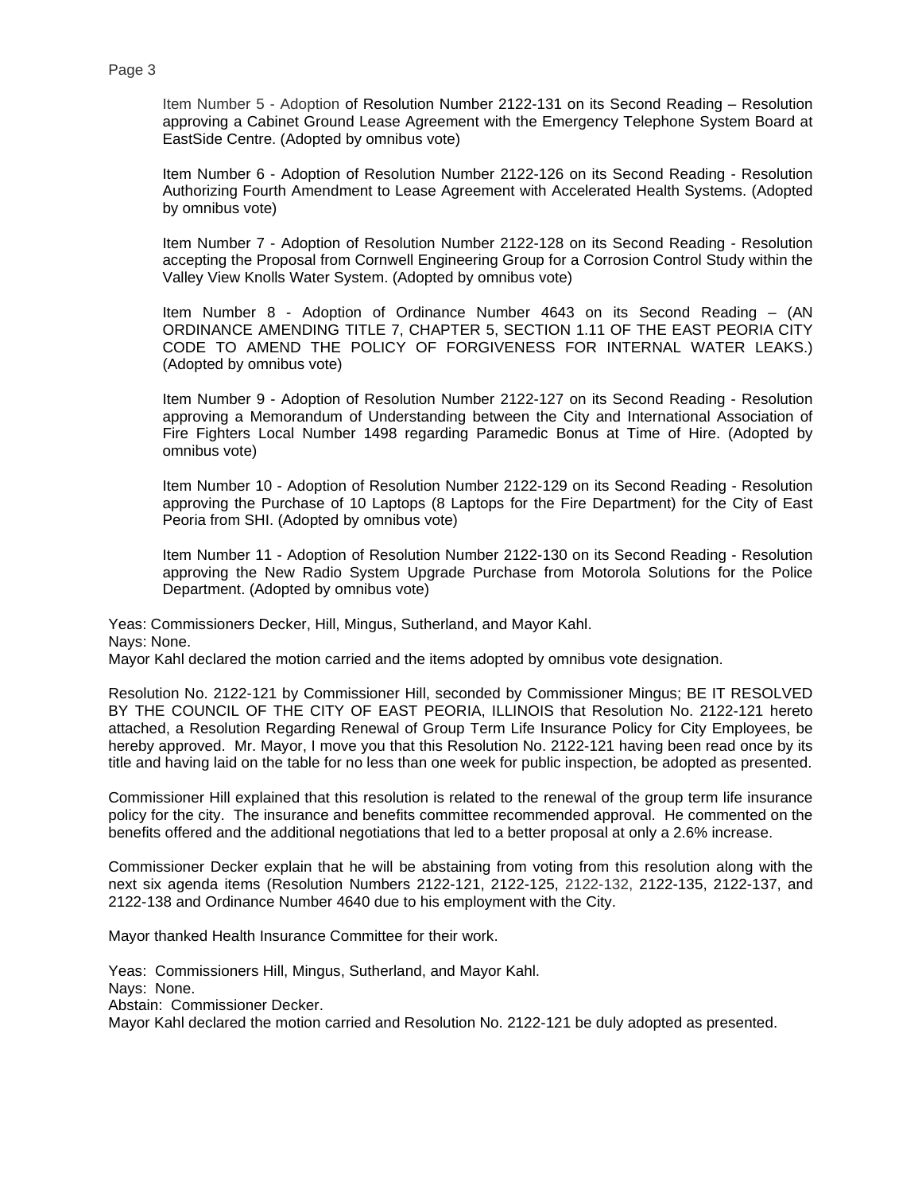Item Number 5 - Adoption of Resolution Number 2122-131 on its Second Reading – Resolution approving a Cabinet Ground Lease Agreement with the Emergency Telephone System Board at EastSide Centre. (Adopted by omnibus vote)

Item Number 6 - Adoption of Resolution Number 2122-126 on its Second Reading - Resolution Authorizing Fourth Amendment to Lease Agreement with Accelerated Health Systems. (Adopted by omnibus vote)

Item Number 7 - Adoption of Resolution Number 2122-128 on its Second Reading - Resolution accepting the Proposal from Cornwell Engineering Group for a Corrosion Control Study within the Valley View Knolls Water System. (Adopted by omnibus vote)

Item Number 8 - Adoption of Ordinance Number 4643 on its Second Reading – (AN ORDINANCE AMENDING TITLE 7, CHAPTER 5, SECTION 1.11 OF THE EAST PEORIA CITY CODE TO AMEND THE POLICY OF FORGIVENESS FOR INTERNAL WATER LEAKS.) (Adopted by omnibus vote)

Item Number 9 - Adoption of Resolution Number 2122-127 on its Second Reading - Resolution approving a Memorandum of Understanding between the City and International Association of Fire Fighters Local Number 1498 regarding Paramedic Bonus at Time of Hire. (Adopted by omnibus vote)

Item Number 10 - Adoption of Resolution Number 2122-129 on its Second Reading - Resolution approving the Purchase of 10 Laptops (8 Laptops for the Fire Department) for the City of East Peoria from SHI. (Adopted by omnibus vote)

Item Number 11 - Adoption of Resolution Number 2122-130 on its Second Reading - Resolution approving the New Radio System Upgrade Purchase from Motorola Solutions for the Police Department. (Adopted by omnibus vote)

Yeas: Commissioners Decker, Hill, Mingus, Sutherland, and Mayor Kahl.
Nays: None.
Mayor Kahl declared the motion carried and the items adopted by omnibus vote designation.

Resolution No. 2122-121 by Commissioner Hill, seconded by Commissioner Mingus; BE IT RESOLVED BY THE COUNCIL OF THE CITY OF EAST PEORIA, ILLINOIS that Resolution No. 2122-121 hereto attached, a Resolution Regarding Renewal of Group Term Life Insurance Policy for City Employees, be hereby approved. Mr. Mayor, I move you that this Resolution No. 2122-121 having been read once by its title and having laid on the table for no less than one week for public inspection, be adopted as presented.

Commissioner Hill explained that this resolution is related to the renewal of the group term life insurance policy for the city. The insurance and benefits committee recommended approval. He commented on the benefits offered and the additional negotiations that led to a better proposal at only a 2.6% increase.

Commissioner Decker explain that he will be abstaining from voting from this resolution along with the next six agenda items (Resolution Numbers 2122-121, 2122-125, 2122-132, 2122-135, 2122-137, and 2122-138 and Ordinance Number 4640 due to his employment with the City.

Mayor thanked Health Insurance Committee for their work.

Yeas: Commissioners Hill, Mingus, Sutherland, and Mayor Kahl.
Nays: None.
Abstain: Commissioner Decker.
Mayor Kahl declared the motion carried and Resolution No. 2122-121 be duly adopted as presented.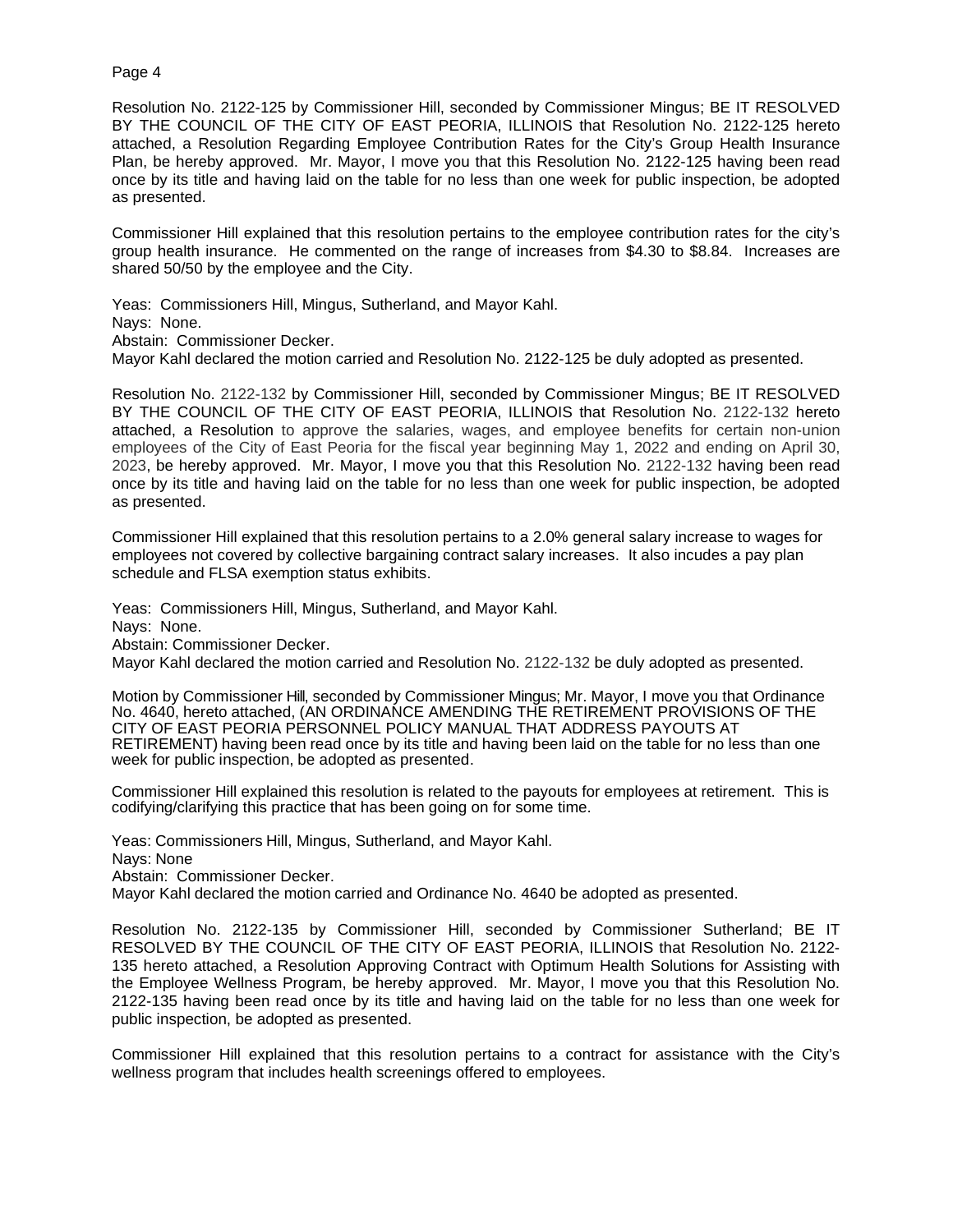Resolution No. 2122-125 by Commissioner Hill, seconded by Commissioner Mingus; BE IT RESOLVED BY THE COUNCIL OF THE CITY OF EAST PEORIA, ILLINOIS that Resolution No. 2122-125 hereto attached, a Resolution Regarding Employee Contribution Rates for the City's Group Health Insurance Plan, be hereby approved. Mr. Mayor, I move you that this Resolution No. 2122-125 having been read once by its title and having laid on the table for no less than one week for public inspection, be adopted as presented.

Commissioner Hill explained that this resolution pertains to the employee contribution rates for the city's group health insurance. He commented on the range of increases from $4.30 to $8.84. Increases are shared 50/50 by the employee and the City.

Yeas: Commissioners Hill, Mingus, Sutherland, and Mayor Kahl.
Nays: None.
Abstain: Commissioner Decker.
Mayor Kahl declared the motion carried and Resolution No. 2122-125 be duly adopted as presented.

Resolution No. 2122-132 by Commissioner Hill, seconded by Commissioner Mingus; BE IT RESOLVED BY THE COUNCIL OF THE CITY OF EAST PEORIA, ILLINOIS that Resolution No. 2122-132 hereto attached, a Resolution to approve the salaries, wages, and employee benefits for certain non-union employees of the City of East Peoria for the fiscal year beginning May 1, 2022 and ending on April 30, 2023, be hereby approved. Mr. Mayor, I move you that this Resolution No. 2122-132 having been read once by its title and having laid on the table for no less than one week for public inspection, be adopted as presented.

Commissioner Hill explained that this resolution pertains to a 2.0% general salary increase to wages for employees not covered by collective bargaining contract salary increases. It also incudes a pay plan schedule and FLSA exemption status exhibits.

Yeas: Commissioners Hill, Mingus, Sutherland, and Mayor Kahl.
Nays: None.
Abstain: Commissioner Decker.
Mayor Kahl declared the motion carried and Resolution No. 2122-132 be duly adopted as presented.

Motion by Commissioner Hill, seconded by Commissioner Mingus; Mr. Mayor, I move you that Ordinance No. 4640, hereto attached, (AN ORDINANCE AMENDING THE RETIREMENT PROVISIONS OF THE CITY OF EAST PEORIA PERSONNEL POLICY MANUAL THAT ADDRESS PAYOUTS AT RETIREMENT) having been read once by its title and having been laid on the table for no less than one week for public inspection, be adopted as presented.

Commissioner Hill explained this resolution is related to the payouts for employees at retirement. This is codifying/clarifying this practice that has been going on for some time.

Yeas: Commissioners Hill, Mingus, Sutherland, and Mayor Kahl.
Nays: None
Abstain: Commissioner Decker.
Mayor Kahl declared the motion carried and Ordinance No. 4640 be adopted as presented.

Resolution No. 2122-135 by Commissioner Hill, seconded by Commissioner Sutherland; BE IT RESOLVED BY THE COUNCIL OF THE CITY OF EAST PEORIA, ILLINOIS that Resolution No. 2122-135 hereto attached, a Resolution Approving Contract with Optimum Health Solutions for Assisting with the Employee Wellness Program, be hereby approved. Mr. Mayor, I move you that this Resolution No. 2122-135 having been read once by its title and having laid on the table for no less than one week for public inspection, be adopted as presented.

Commissioner Hill explained that this resolution pertains to a contract for assistance with the City's wellness program that includes health screenings offered to employees.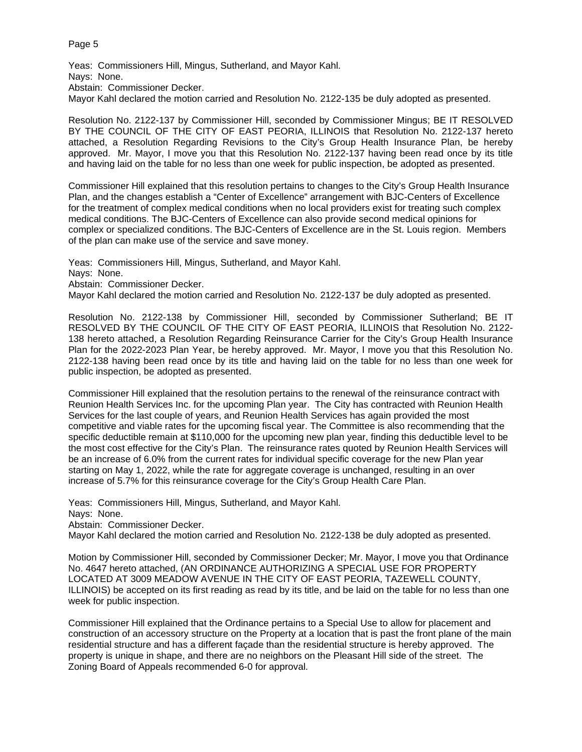Yeas: Commissioners Hill, Mingus, Sutherland, and Mayor Kahl.
Nays: None.
Abstain: Commissioner Decker.
Mayor Kahl declared the motion carried and Resolution No. 2122-135 be duly adopted as presented.

Resolution No. 2122-137 by Commissioner Hill, seconded by Commissioner Mingus; BE IT RESOLVED BY THE COUNCIL OF THE CITY OF EAST PEORIA, ILLINOIS that Resolution No. 2122-137 hereto attached, a Resolution Regarding Revisions to the City's Group Health Insurance Plan, be hereby approved. Mr. Mayor, I move you that this Resolution No. 2122-137 having been read once by its title and having laid on the table for no less than one week for public inspection, be adopted as presented.

Commissioner Hill explained that this resolution pertains to changes to the City's Group Health Insurance Plan, and the changes establish a "Center of Excellence" arrangement with BJC-Centers of Excellence for the treatment of complex medical conditions when no local providers exist for treating such complex medical conditions. The BJC-Centers of Excellence can also provide second medical opinions for complex or specialized conditions. The BJC-Centers of Excellence are in the St. Louis region. Members of the plan can make use of the service and save money.

Yeas: Commissioners Hill, Mingus, Sutherland, and Mayor Kahl.
Nays: None.
Abstain: Commissioner Decker.
Mayor Kahl declared the motion carried and Resolution No. 2122-137 be duly adopted as presented.

Resolution No. 2122-138 by Commissioner Hill, seconded by Commissioner Sutherland; BE IT RESOLVED BY THE COUNCIL OF THE CITY OF EAST PEORIA, ILLINOIS that Resolution No. 2122-138 hereto attached, a Resolution Regarding Reinsurance Carrier for the City's Group Health Insurance Plan for the 2022-2023 Plan Year, be hereby approved. Mr. Mayor, I move you that this Resolution No. 2122-138 having been read once by its title and having laid on the table for no less than one week for public inspection, be adopted as presented.

Commissioner Hill explained that the resolution pertains to the renewal of the reinsurance contract with Reunion Health Services Inc. for the upcoming Plan year. The City has contracted with Reunion Health Services for the last couple of years, and Reunion Health Services has again provided the most competitive and viable rates for the upcoming fiscal year. The Committee is also recommending that the specific deductible remain at $110,000 for the upcoming new plan year, finding this deductible level to be the most cost effective for the City's Plan. The reinsurance rates quoted by Reunion Health Services will be an increase of 6.0% from the current rates for individual specific coverage for the new Plan year starting on May 1, 2022, while the rate for aggregate coverage is unchanged, resulting in an over increase of 5.7% for this reinsurance coverage for the City's Group Health Care Plan.

Yeas: Commissioners Hill, Mingus, Sutherland, and Mayor Kahl.
Nays: None.
Abstain: Commissioner Decker.
Mayor Kahl declared the motion carried and Resolution No. 2122-138 be duly adopted as presented.

Motion by Commissioner Hill, seconded by Commissioner Decker; Mr. Mayor, I move you that Ordinance No. 4647 hereto attached, (AN ORDINANCE AUTHORIZING A SPECIAL USE FOR PROPERTY LOCATED AT 3009 MEADOW AVENUE IN THE CITY OF EAST PEORIA, TAZEWELL COUNTY, ILLINOIS) be accepted on its first reading as read by its title, and be laid on the table for no less than one week for public inspection.

Commissioner Hill explained that the Ordinance pertains to a Special Use to allow for placement and construction of an accessory structure on the Property at a location that is past the front plane of the main residential structure and has a different façade than the residential structure is hereby approved. The property is unique in shape, and there are no neighbors on the Pleasant Hill side of the street. The Zoning Board of Appeals recommended 6-0 for approval.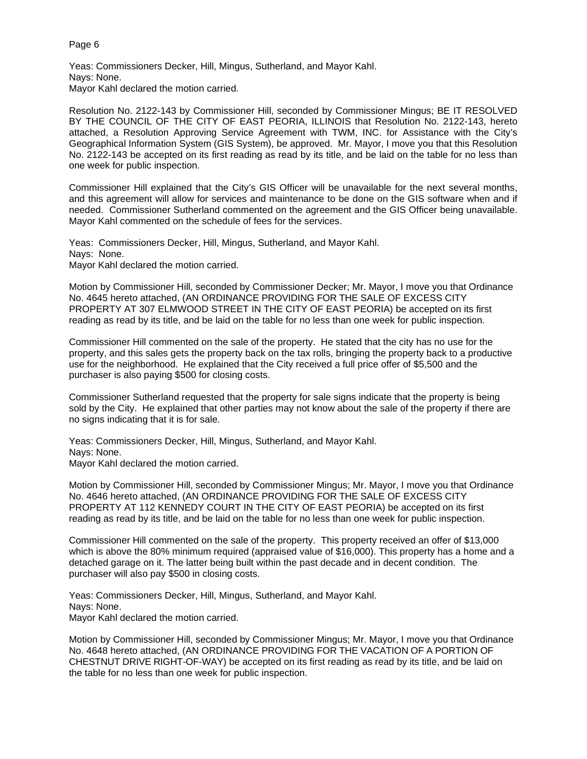Yeas: Commissioners Decker, Hill, Mingus, Sutherland, and Mayor Kahl.
Nays: None.
Mayor Kahl declared the motion carried.

Resolution No. 2122-143 by Commissioner Hill, seconded by Commissioner Mingus; BE IT RESOLVED BY THE COUNCIL OF THE CITY OF EAST PEORIA, ILLINOIS that Resolution No. 2122-143, hereto attached, a Resolution Approving Service Agreement with TWM, INC. for Assistance with the City's Geographical Information System (GIS System), be approved. Mr. Mayor, I move you that this Resolution No. 2122-143 be accepted on its first reading as read by its title, and be laid on the table for no less than one week for public inspection.

Commissioner Hill explained that the City's GIS Officer will be unavailable for the next several months, and this agreement will allow for services and maintenance to be done on the GIS software when and if needed. Commissioner Sutherland commented on the agreement and the GIS Officer being unavailable. Mayor Kahl commented on the schedule of fees for the services.

Yeas: Commissioners Decker, Hill, Mingus, Sutherland, and Mayor Kahl.
Nays: None.
Mayor Kahl declared the motion carried.

Motion by Commissioner Hill, seconded by Commissioner Decker; Mr. Mayor, I move you that Ordinance No. 4645 hereto attached, (AN ORDINANCE PROVIDING FOR THE SALE OF EXCESS CITY PROPERTY AT 307 ELMWOOD STREET IN THE CITY OF EAST PEORIA) be accepted on its first reading as read by its title, and be laid on the table for no less than one week for public inspection.

Commissioner Hill commented on the sale of the property. He stated that the city has no use for the property, and this sales gets the property back on the tax rolls, bringing the property back to a productive use for the neighborhood. He explained that the City received a full price offer of $5,500 and the purchaser is also paying $500 for closing costs.

Commissioner Sutherland requested that the property for sale signs indicate that the property is being sold by the City. He explained that other parties may not know about the sale of the property if there are no signs indicating that it is for sale.

Yeas: Commissioners Decker, Hill, Mingus, Sutherland, and Mayor Kahl.
Nays: None.
Mayor Kahl declared the motion carried.

Motion by Commissioner Hill, seconded by Commissioner Mingus; Mr. Mayor, I move you that Ordinance No. 4646 hereto attached, (AN ORDINANCE PROVIDING FOR THE SALE OF EXCESS CITY PROPERTY AT 112 KENNEDY COURT IN THE CITY OF EAST PEORIA) be accepted on its first reading as read by its title, and be laid on the table for no less than one week for public inspection.

Commissioner Hill commented on the sale of the property. This property received an offer of $13,000 which is above the 80% minimum required (appraised value of $16,000). This property has a home and a detached garage on it. The latter being built within the past decade and in decent condition. The purchaser will also pay $500 in closing costs.

Yeas: Commissioners Decker, Hill, Mingus, Sutherland, and Mayor Kahl.
Nays: None.
Mayor Kahl declared the motion carried.

Motion by Commissioner Hill, seconded by Commissioner Mingus; Mr. Mayor, I move you that Ordinance No. 4648 hereto attached, (AN ORDINANCE PROVIDING FOR THE VACATION OF A PORTION OF CHESTNUT DRIVE RIGHT-OF-WAY) be accepted on its first reading as read by its title, and be laid on the table for no less than one week for public inspection.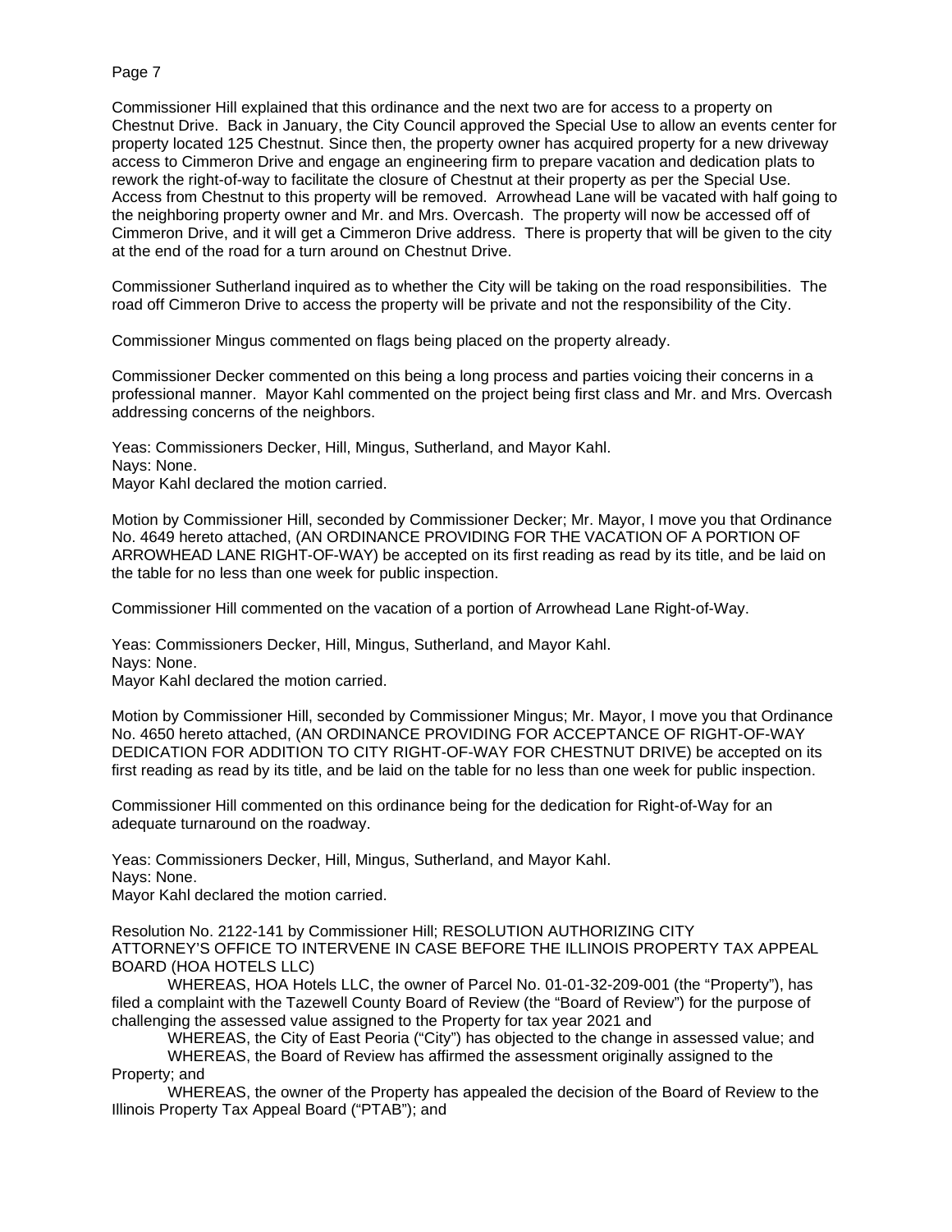Commissioner Hill explained that this ordinance and the next two are for access to a property on Chestnut Drive. Back in January, the City Council approved the Special Use to allow an events center for property located 125 Chestnut. Since then, the property owner has acquired property for a new driveway access to Cimmeron Drive and engage an engineering firm to prepare vacation and dedication plats to rework the right-of-way to facilitate the closure of Chestnut at their property as per the Special Use. Access from Chestnut to this property will be removed. Arrowhead Lane will be vacated with half going to the neighboring property owner and Mr. and Mrs. Overcash. The property will now be accessed off of Cimmeron Drive, and it will get a Cimmeron Drive address. There is property that will be given to the city at the end of the road for a turn around on Chestnut Drive.

Commissioner Sutherland inquired as to whether the City will be taking on the road responsibilities. The road off Cimmeron Drive to access the property will be private and not the responsibility of the City.

Commissioner Mingus commented on flags being placed on the property already.

Commissioner Decker commented on this being a long process and parties voicing their concerns in a professional manner. Mayor Kahl commented on the project being first class and Mr. and Mrs. Overcash addressing concerns of the neighbors.

Yeas: Commissioners Decker, Hill, Mingus, Sutherland, and Mayor Kahl.
Nays: None.
Mayor Kahl declared the motion carried.

Motion by Commissioner Hill, seconded by Commissioner Decker; Mr. Mayor, I move you that Ordinance No. 4649 hereto attached, (AN ORDINANCE PROVIDING FOR THE VACATION OF A PORTION OF ARROWHEAD LANE RIGHT-OF-WAY) be accepted on its first reading as read by its title, and be laid on the table for no less than one week for public inspection.

Commissioner Hill commented on the vacation of a portion of Arrowhead Lane Right-of-Way.

Yeas: Commissioners Decker, Hill, Mingus, Sutherland, and Mayor Kahl.
Nays: None.
Mayor Kahl declared the motion carried.

Motion by Commissioner Hill, seconded by Commissioner Mingus; Mr. Mayor, I move you that Ordinance No. 4650 hereto attached, (AN ORDINANCE PROVIDING FOR ACCEPTANCE OF RIGHT-OF-WAY DEDICATION FOR ADDITION TO CITY RIGHT-OF-WAY FOR CHESTNUT DRIVE) be accepted on its first reading as read by its title, and be laid on the table for no less than one week for public inspection.

Commissioner Hill commented on this ordinance being for the dedication for Right-of-Way for an adequate turnaround on the roadway.

Yeas: Commissioners Decker, Hill, Mingus, Sutherland, and Mayor Kahl.
Nays: None.
Mayor Kahl declared the motion carried.

Resolution No. 2122-141 by Commissioner Hill; RESOLUTION AUTHORIZING CITY ATTORNEY'S OFFICE TO INTERVENE IN CASE BEFORE THE ILLINOIS PROPERTY TAX APPEAL BOARD (HOA HOTELS LLC)

WHEREAS, HOA Hotels LLC, the owner of Parcel No. 01-01-32-209-001 (the "Property"), has filed a complaint with the Tazewell County Board of Review (the "Board of Review") for the purpose of challenging the assessed value assigned to the Property for tax year 2021 and

WHEREAS, the City of East Peoria ("City") has objected to the change in assessed value; and

WHEREAS, the Board of Review has affirmed the assessment originally assigned to the Property; and

WHEREAS, the owner of the Property has appealed the decision of the Board of Review to the Illinois Property Tax Appeal Board ("PTAB"); and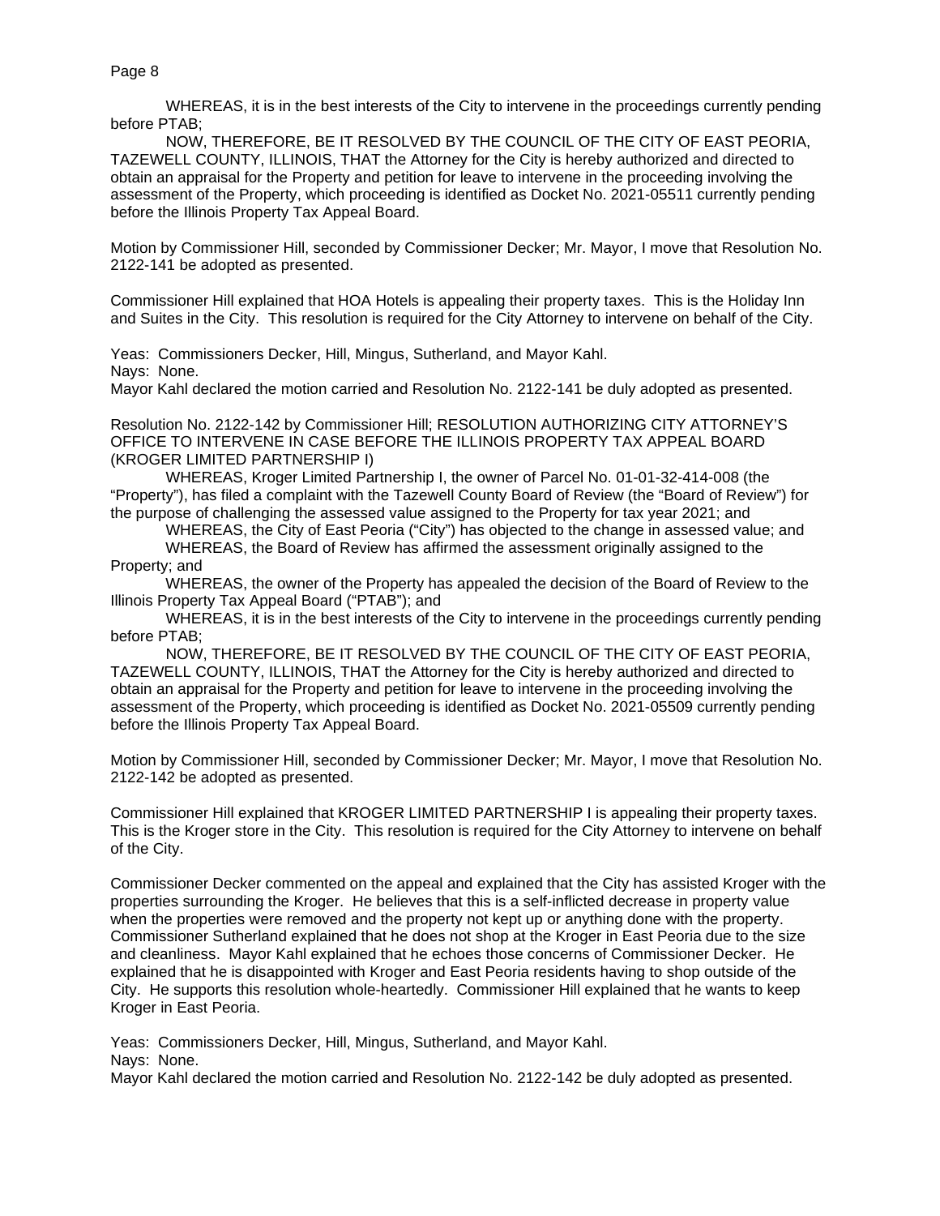WHEREAS, it is in the best interests of the City to intervene in the proceedings currently pending before PTAB;

NOW, THEREFORE, BE IT RESOLVED BY THE COUNCIL OF THE CITY OF EAST PEORIA, TAZEWELL COUNTY, ILLINOIS, THAT the Attorney for the City is hereby authorized and directed to obtain an appraisal for the Property and petition for leave to intervene in the proceeding involving the assessment of the Property, which proceeding is identified as Docket No. 2021-05511 currently pending before the Illinois Property Tax Appeal Board.

Motion by Commissioner Hill, seconded by Commissioner Decker; Mr. Mayor, I move that Resolution No. 2122-141 be adopted as presented.

Commissioner Hill explained that HOA Hotels is appealing their property taxes. This is the Holiday Inn and Suites in the City. This resolution is required for the City Attorney to intervene on behalf of the City.

Yeas: Commissioners Decker, Hill, Mingus, Sutherland, and Mayor Kahl.
Nays: None.
Mayor Kahl declared the motion carried and Resolution No. 2122-141 be duly adopted as presented.

Resolution No. 2122-142 by Commissioner Hill; RESOLUTION AUTHORIZING CITY ATTORNEY'S OFFICE TO INTERVENE IN CASE BEFORE THE ILLINOIS PROPERTY TAX APPEAL BOARD (KROGER LIMITED PARTNERSHIP I)

WHEREAS, Kroger Limited Partnership I, the owner of Parcel No. 01-01-32-414-008 (the "Property"), has filed a complaint with the Tazewell County Board of Review (the "Board of Review") for the purpose of challenging the assessed value assigned to the Property for tax year 2021; and

WHEREAS, the City of East Peoria ("City") has objected to the change in assessed value; and

WHEREAS, the Board of Review has affirmed the assessment originally assigned to the Property; and

WHEREAS, the owner of the Property has appealed the decision of the Board of Review to the Illinois Property Tax Appeal Board ("PTAB"); and

WHEREAS, it is in the best interests of the City to intervene in the proceedings currently pending before PTAB;

NOW, THEREFORE, BE IT RESOLVED BY THE COUNCIL OF THE CITY OF EAST PEORIA, TAZEWELL COUNTY, ILLINOIS, THAT the Attorney for the City is hereby authorized and directed to obtain an appraisal for the Property and petition for leave to intervene in the proceeding involving the assessment of the Property, which proceeding is identified as Docket No. 2021-05509 currently pending before the Illinois Property Tax Appeal Board.

Motion by Commissioner Hill, seconded by Commissioner Decker; Mr. Mayor, I move that Resolution No. 2122-142 be adopted as presented.

Commissioner Hill explained that KROGER LIMITED PARTNERSHIP I is appealing their property taxes. This is the Kroger store in the City. This resolution is required for the City Attorney to intervene on behalf of the City.

Commissioner Decker commented on the appeal and explained that the City has assisted Kroger with the properties surrounding the Kroger. He believes that this is a self-inflicted decrease in property value when the properties were removed and the property not kept up or anything done with the property. Commissioner Sutherland explained that he does not shop at the Kroger in East Peoria due to the size and cleanliness. Mayor Kahl explained that he echoes those concerns of Commissioner Decker. He explained that he is disappointed with Kroger and East Peoria residents having to shop outside of the City. He supports this resolution whole-heartedly. Commissioner Hill explained that he wants to keep Kroger in East Peoria.

Yeas: Commissioners Decker, Hill, Mingus, Sutherland, and Mayor Kahl.
Nays: None.
Mayor Kahl declared the motion carried and Resolution No. 2122-142 be duly adopted as presented.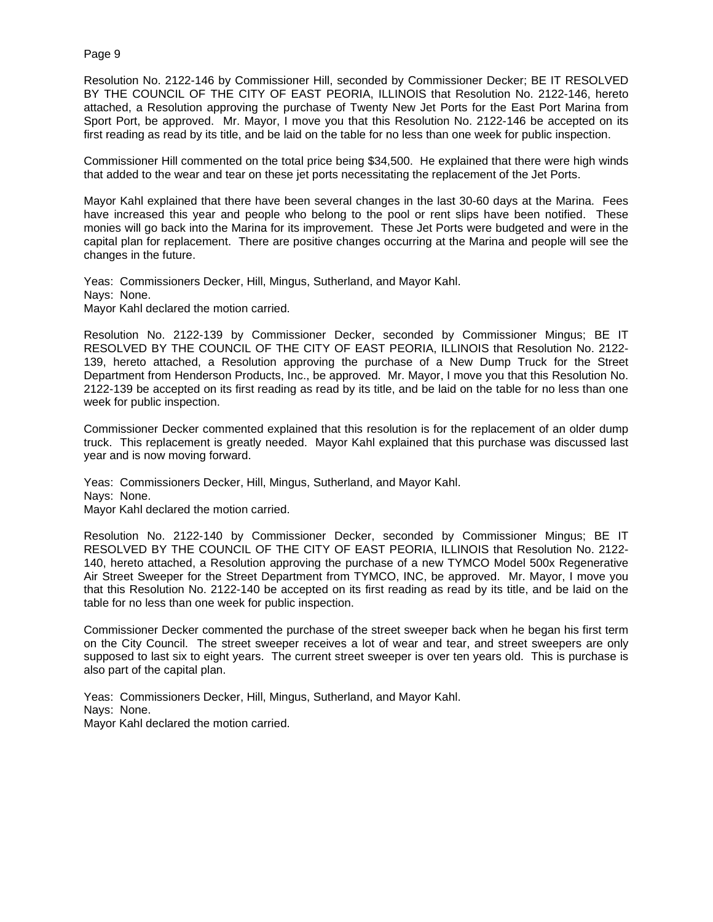Resolution No. 2122-146 by Commissioner Hill, seconded by Commissioner Decker; BE IT RESOLVED BY THE COUNCIL OF THE CITY OF EAST PEORIA, ILLINOIS that Resolution No. 2122-146, hereto attached, a Resolution approving the purchase of Twenty New Jet Ports for the East Port Marina from Sport Port, be approved. Mr. Mayor, I move you that this Resolution No. 2122-146 be accepted on its first reading as read by its title, and be laid on the table for no less than one week for public inspection.

Commissioner Hill commented on the total price being $34,500. He explained that there were high winds that added to the wear and tear on these jet ports necessitating the replacement of the Jet Ports.

Mayor Kahl explained that there have been several changes in the last 30-60 days at the Marina. Fees have increased this year and people who belong to the pool or rent slips have been notified. These monies will go back into the Marina for its improvement. These Jet Ports were budgeted and were in the capital plan for replacement. There are positive changes occurring at the Marina and people will see the changes in the future.

Yeas: Commissioners Decker, Hill, Mingus, Sutherland, and Mayor Kahl.
Nays: None.
Mayor Kahl declared the motion carried.

Resolution No. 2122-139 by Commissioner Decker, seconded by Commissioner Mingus; BE IT RESOLVED BY THE COUNCIL OF THE CITY OF EAST PEORIA, ILLINOIS that Resolution No. 2122-139, hereto attached, a Resolution approving the purchase of a New Dump Truck for the Street Department from Henderson Products, Inc., be approved. Mr. Mayor, I move you that this Resolution No. 2122-139 be accepted on its first reading as read by its title, and be laid on the table for no less than one week for public inspection.

Commissioner Decker commented explained that this resolution is for the replacement of an older dump truck. This replacement is greatly needed. Mayor Kahl explained that this purchase was discussed last year and is now moving forward.

Yeas: Commissioners Decker, Hill, Mingus, Sutherland, and Mayor Kahl.
Nays: None.
Mayor Kahl declared the motion carried.

Resolution No. 2122-140 by Commissioner Decker, seconded by Commissioner Mingus; BE IT RESOLVED BY THE COUNCIL OF THE CITY OF EAST PEORIA, ILLINOIS that Resolution No. 2122-140, hereto attached, a Resolution approving the purchase of a new TYMCO Model 500x Regenerative Air Street Sweeper for the Street Department from TYMCO, INC, be approved. Mr. Mayor, I move you that this Resolution No. 2122-140 be accepted on its first reading as read by its title, and be laid on the table for no less than one week for public inspection.

Commissioner Decker commented the purchase of the street sweeper back when he began his first term on the City Council. The street sweeper receives a lot of wear and tear, and street sweepers are only supposed to last six to eight years. The current street sweeper is over ten years old. This is purchase is also part of the capital plan.

Yeas: Commissioners Decker, Hill, Mingus, Sutherland, and Mayor Kahl.
Nays: None.
Mayor Kahl declared the motion carried.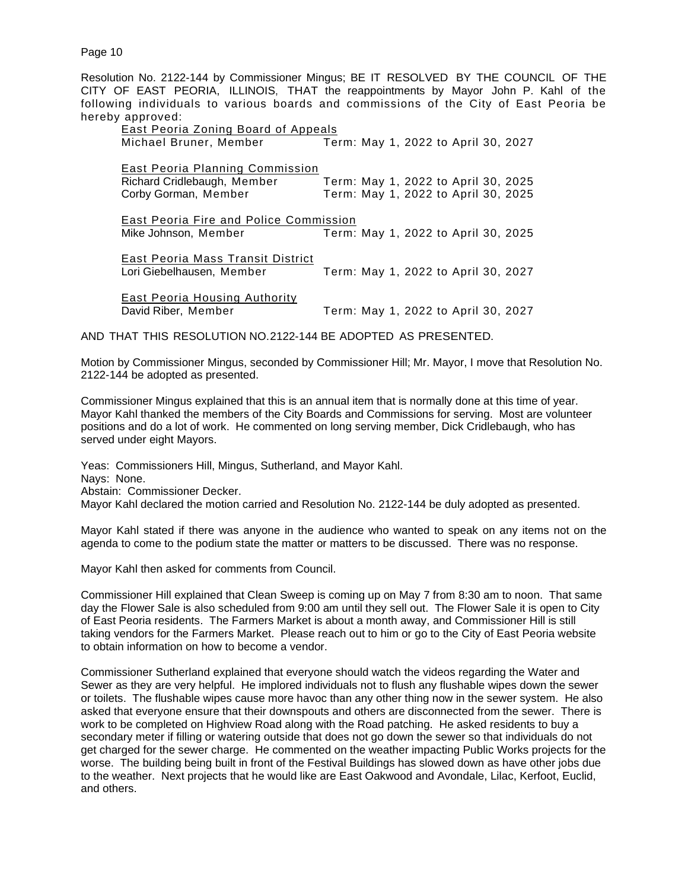Resolution No. 2122-144 by Commissioner Mingus; BE IT RESOLVED BY THE COUNCIL OF THE CITY OF EAST PEORIA, ILLINOIS, THAT the reappointments by Mayor John P. Kahl of the following individuals to various boards and commissions of the City of East Peoria be hereby approved:

<u>East Peoria Zoning Board of Appeals</u>
Michael Bruner, Member — Term: May 1, 2022 to April 30, 2027

<u>East Peoria Planning Commission</u>
Richard Cridlebaugh, Member — Term: May 1, 2022 to April 30, 2025
Corby Gorman, Member — Term: May 1, 2022 to April 30, 2025

<u>East Peoria Fire and Police Commission</u>
Mike Johnson, Member — Term: May 1, 2022 to April 30, 2025

<u>East Peoria Mass Transit District</u>
Lori Giebelhausen, Member — Term: May 1, 2022 to April 30, 2027

<u>East Peoria Housing Authority</u>
David Riber, Member — Term: May 1, 2022 to April 30, 2027

AND THAT THIS RESOLUTION NO.2122-144 BE ADOPTED AS PRESENTED.

Motion by Commissioner Mingus, seconded by Commissioner Hill; Mr. Mayor, I move that Resolution No. 2122-144 be adopted as presented.

Commissioner Mingus explained that this is an annual item that is normally done at this time of year. Mayor Kahl thanked the members of the City Boards and Commissions for serving. Most are volunteer positions and do a lot of work. He commented on long serving member, Dick Cridlebaugh, who has served under eight Mayors.

Yeas: Commissioners Hill, Mingus, Sutherland, and Mayor Kahl.
Nays: None.
Abstain: Commissioner Decker.
Mayor Kahl declared the motion carried and Resolution No. 2122-144 be duly adopted as presented.

Mayor Kahl stated if there was anyone in the audience who wanted to speak on any items not on the agenda to come to the podium state the matter or matters to be discussed. There was no response.

Mayor Kahl then asked for comments from Council.

Commissioner Hill explained that Clean Sweep is coming up on May 7 from 8:30 am to noon. That same day the Flower Sale is also scheduled from 9:00 am until they sell out. The Flower Sale it is open to City of East Peoria residents. The Farmers Market is about a month away, and Commissioner Hill is still taking vendors for the Farmers Market. Please reach out to him or go to the City of East Peoria website to obtain information on how to become a vendor.

Commissioner Sutherland explained that everyone should watch the videos regarding the Water and Sewer as they are very helpful. He implored individuals not to flush any flushable wipes down the sewer or toilets. The flushable wipes cause more havoc than any other thing now in the sewer system. He also asked that everyone ensure that their downspouts and others are disconnected from the sewer. There is work to be completed on Highview Road along with the Road patching. He asked residents to buy a secondary meter if filling or watering outside that does not go down the sewer so that individuals do not get charged for the sewer charge. He commented on the weather impacting Public Works projects for the worse. The building being built in front of the Festival Buildings has slowed down as have other jobs due to the weather. Next projects that he would like are East Oakwood and Avondale, Lilac, Kerfoot, Euclid, and others.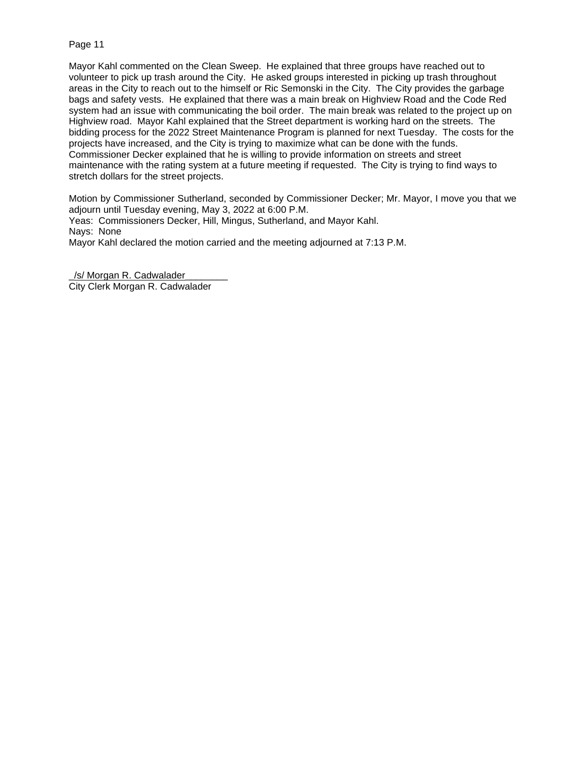Mayor Kahl commented on the Clean Sweep. He explained that three groups have reached out to volunteer to pick up trash around the City. He asked groups interested in picking up trash throughout areas in the City to reach out to the himself or Ric Semonski in the City. The City provides the garbage bags and safety vests. He explained that there was a main break on Highview Road and the Code Red system had an issue with communicating the boil order. The main break was related to the project up on Highview road. Mayor Kahl explained that the Street department is working hard on the streets. The bidding process for the 2022 Street Maintenance Program is planned for next Tuesday. The costs for the projects have increased, and the City is trying to maximize what can be done with the funds. Commissioner Decker explained that he is willing to provide information on streets and street maintenance with the rating system at a future meeting if requested. The City is trying to find ways to stretch dollars for the street projects.

Motion by Commissioner Sutherland, seconded by Commissioner Decker; Mr. Mayor, I move you that we adjourn until Tuesday evening, May 3, 2022 at 6:00 P.M.
Yeas: Commissioners Decker, Hill, Mingus, Sutherland, and Mayor Kahl.
Nays: None
Mayor Kahl declared the motion carried and the meeting adjourned at 7:13 P.M.

_/s/ Morgan R. Cadwalader________
City Clerk Morgan R. Cadwalader